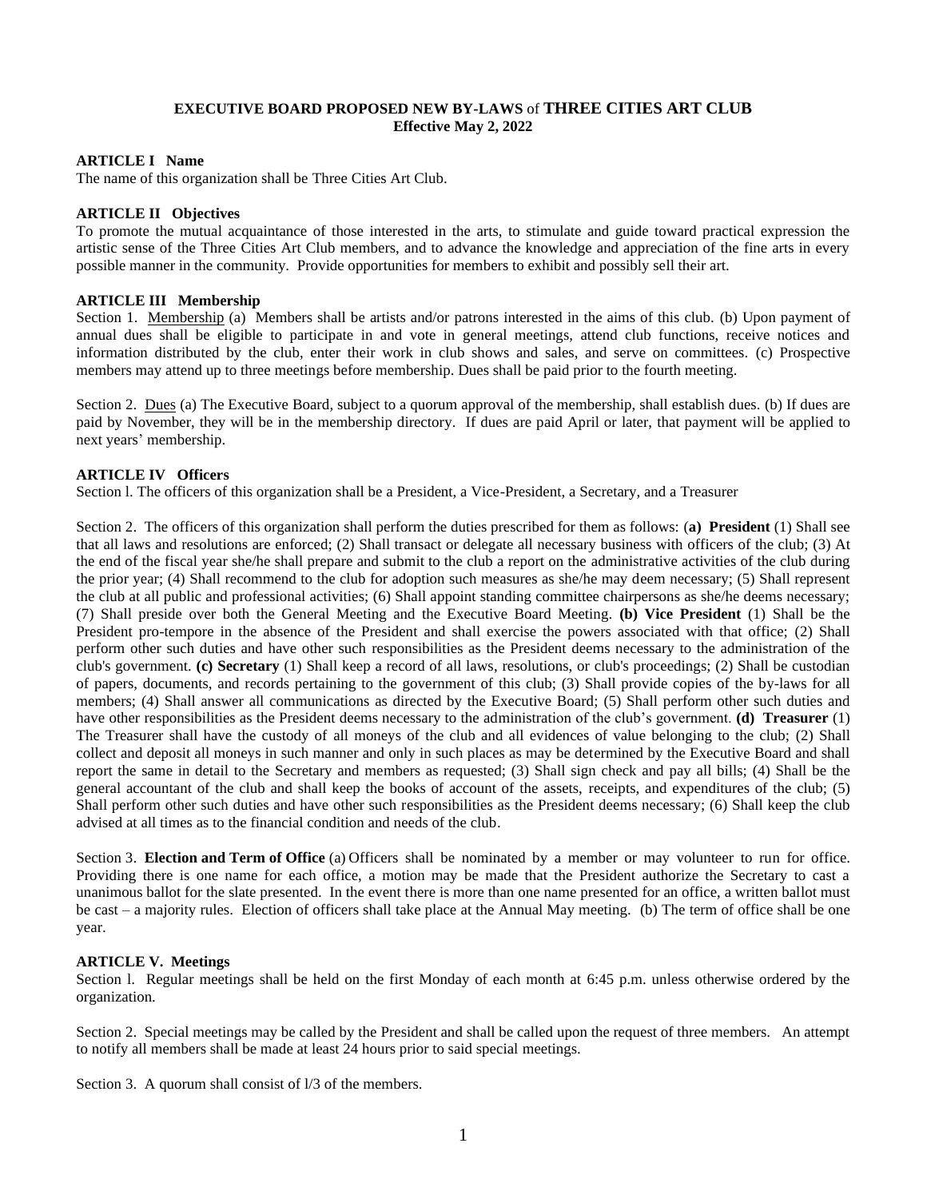# EXECUTIVE BOARD PROPOSED NEW BY-LAWS of THREE CITIES ART CLUB
**Effective May 2, 2022**

## ARTICLE I Name

The name of this organization shall be Three Cities Art Club.

## ARTICLE II Objectives

To promote the mutual acquaintance of those interested in the arts, to stimulate and guide toward practical expression the artistic sense of the Three Cities Art Club members, and to advance the knowledge and appreciation of the fine arts in every possible manner in the community. Provide opportunities for members to exhibit and possibly sell their art.

## ARTICLE III Membership

Section 1. Membership (a) Members shall be artists and/or patrons interested in the aims of this club. (b) Upon payment of annual dues shall be eligible to participate in and vote in general meetings, attend club functions, receive notices and information distributed by the club, enter their work in club shows and sales, and serve on committees. (c) Prospective members may attend up to three meetings before membership. Dues shall be paid prior to the fourth meeting.

Section 2. Dues (a) The Executive Board, subject to a quorum approval of the membership, shall establish dues. (b) If dues are paid by November, they will be in the membership directory. If dues are paid April or later, that payment will be applied to next years' membership.

## ARTICLE IV Officers

Section l. The officers of this organization shall be a President, a Vice-President, a Secretary, and a Treasurer

Section 2. The officers of this organization shall perform the duties prescribed for them as follows: (**a) President** (1) Shall see that all laws and resolutions are enforced; (2) Shall transact or delegate all necessary business with officers of the club; (3) At the end of the fiscal year she/he shall prepare and submit to the club a report on the administrative activities of the club during the prior year; (4) Shall recommend to the club for adoption such measures as she/he may deem necessary; (5) Shall represent the club at all public and professional activities; (6) Shall appoint standing committee chairpersons as she/he deems necessary; (7) Shall preside over both the General Meeting and the Executive Board Meeting. **(b) Vice President** (1) Shall be the President pro-tempore in the absence of the President and shall exercise the powers associated with that office; (2) Shall perform other such duties and have other such responsibilities as the President deems necessary to the administration of the club's government. **(c) Secretary** (1) Shall keep a record of all laws, resolutions, or club's proceedings; (2) Shall be custodian of papers, documents, and records pertaining to the government of this club; (3) Shall provide copies of the by-laws for all members; (4) Shall answer all communications as directed by the Executive Board; (5) Shall perform other such duties and have other responsibilities as the President deems necessary to the administration of the club's government. **(d) Treasurer** (1) The Treasurer shall have the custody of all moneys of the club and all evidences of value belonging to the club; (2) Shall collect and deposit all moneys in such manner and only in such places as may be determined by the Executive Board and shall report the same in detail to the Secretary and members as requested; (3) Shall sign check and pay all bills; (4) Shall be the general accountant of the club and shall keep the books of account of the assets, receipts, and expenditures of the club; (5) Shall perform other such duties and have other such responsibilities as the President deems necessary; (6) Shall keep the club advised at all times as to the financial condition and needs of the club.

Section 3. **Election and Term of Office** (a) Officers shall be nominated by a member or may volunteer to run for office. Providing there is one name for each office, a motion may be made that the President authorize the Secretary to cast a unanimous ballot for the slate presented. In the event there is more than one name presented for an office, a written ballot must be cast – a majority rules. Election of officers shall take place at the Annual May meeting. (b) The term of office shall be one year.

## ARTICLE V. Meetings

Section l. Regular meetings shall be held on the first Monday of each month at 6:45 p.m. unless otherwise ordered by the organization.

Section 2. Special meetings may be called by the President and shall be called upon the request of three members. An attempt to notify all members shall be made at least 24 hours prior to said special meetings.

Section 3. A quorum shall consist of l/3 of the members.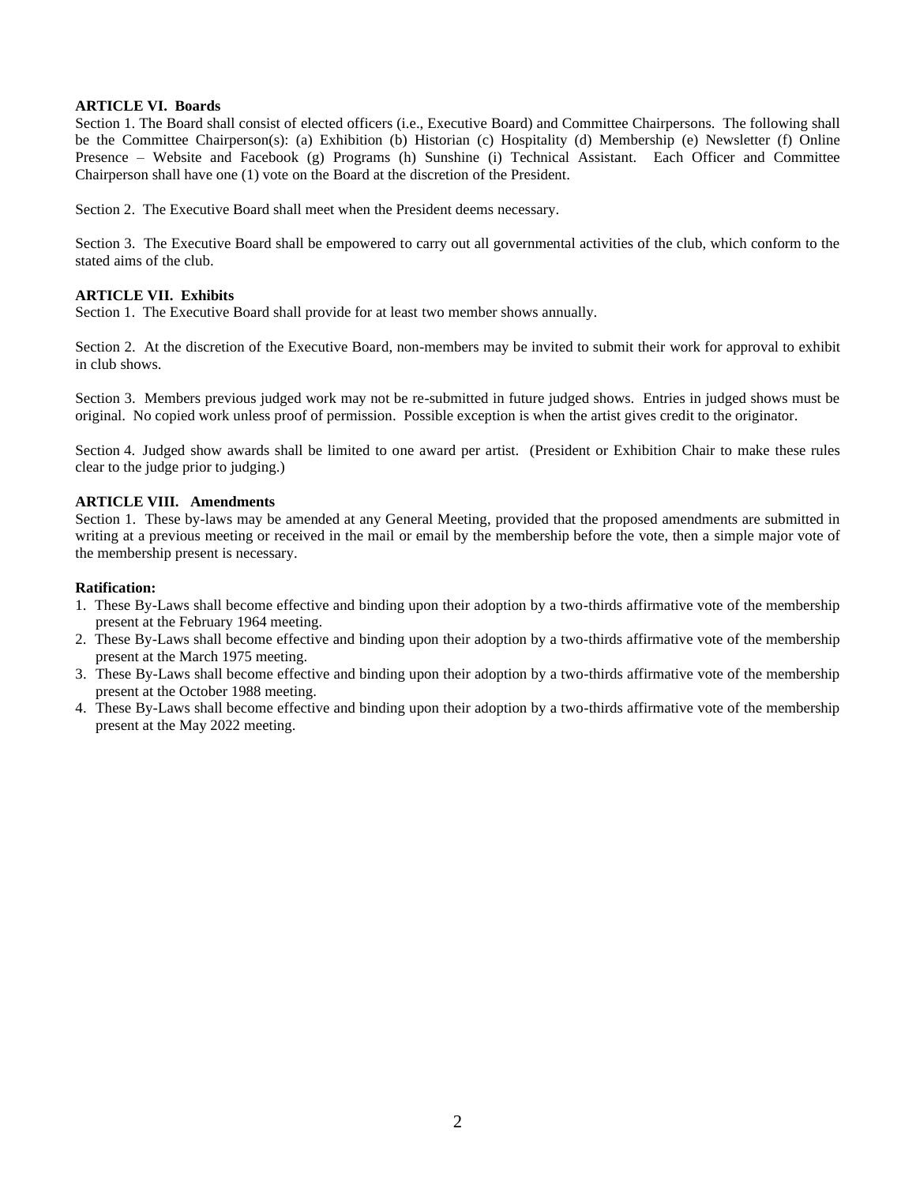**ARTICLE VI. Boards**

Section 1. The Board shall consist of elected officers (i.e., Executive Board) and Committee Chairpersons. The following shall be the Committee Chairperson(s): (a) Exhibition (b) Historian (c) Hospitality (d) Membership (e) Newsletter (f) Online Presence – Website and Facebook (g) Programs (h) Sunshine (i) Technical Assistant. Each Officer and Committee Chairperson shall have one (1) vote on the Board at the discretion of the President.

Section 2. The Executive Board shall meet when the President deems necessary.

Section 3. The Executive Board shall be empowered to carry out all governmental activities of the club, which conform to the stated aims of the club.

**ARTICLE VII. Exhibits**

Section 1. The Executive Board shall provide for at least two member shows annually.

Section 2. At the discretion of the Executive Board, non-members may be invited to submit their work for approval to exhibit in club shows.

Section 3. Members previous judged work may not be re-submitted in future judged shows. Entries in judged shows must be original. No copied work unless proof of permission. Possible exception is when the artist gives credit to the originator.

Section 4. Judged show awards shall be limited to one award per artist. (President or Exhibition Chair to make these rules clear to the judge prior to judging.)

**ARTICLE VIII. Amendments**

Section 1. These by-laws may be amended at any General Meeting, provided that the proposed amendments are submitted in writing at a previous meeting or received in the mail or email by the membership before the vote, then a simple major vote of the membership present is necessary.

**Ratification:**

1. These By-Laws shall become effective and binding upon their adoption by a two-thirds affirmative vote of the membership present at the February 1964 meeting.
2. These By-Laws shall become effective and binding upon their adoption by a two-thirds affirmative vote of the membership present at the March 1975 meeting.
3. These By-Laws shall become effective and binding upon their adoption by a two-thirds affirmative vote of the membership present at the October 1988 meeting.
4. These By-Laws shall become effective and binding upon their adoption by a two-thirds affirmative vote of the membership present at the May 2022 meeting.